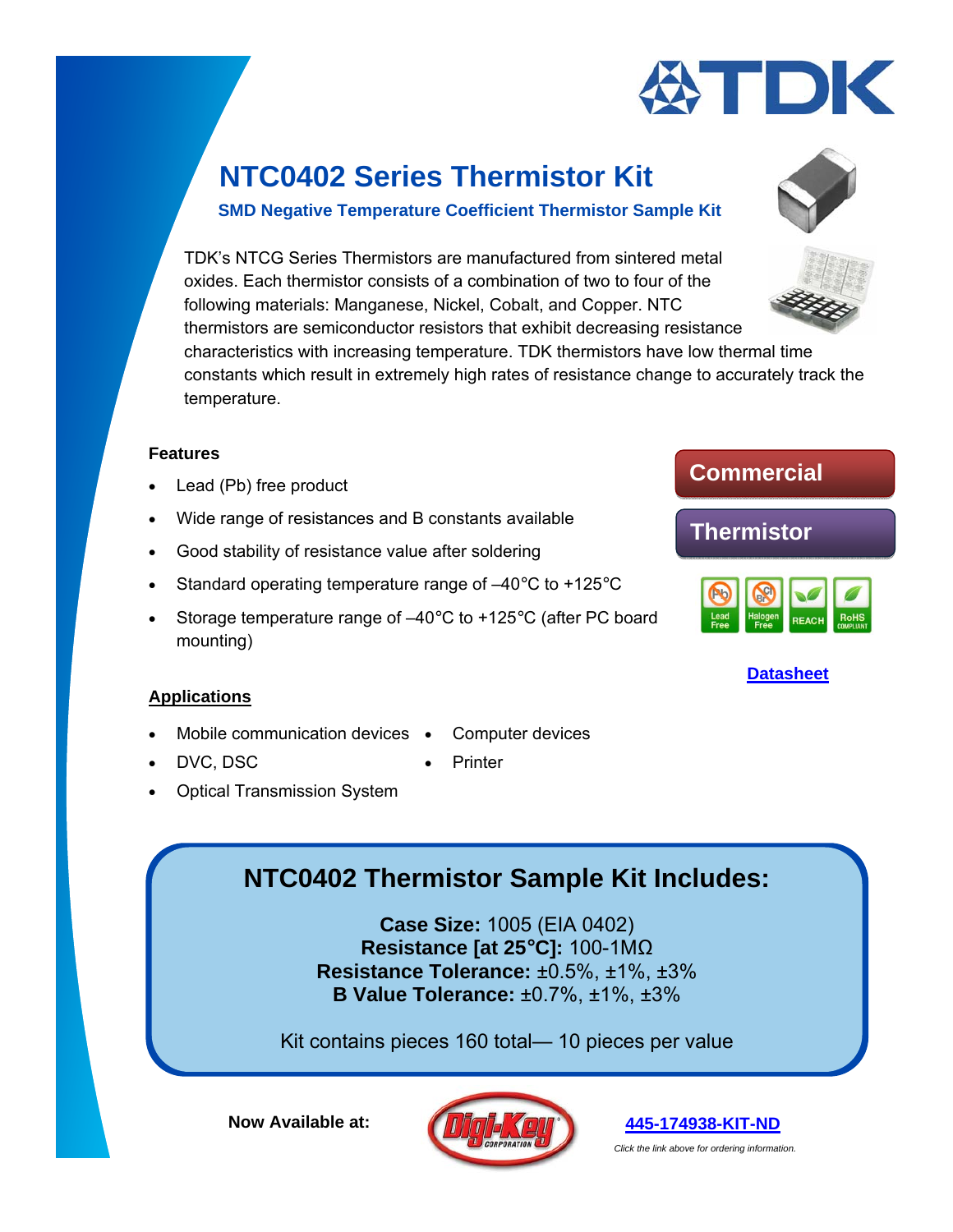TDK

# NTC0402 Series Thermistor Kit

### SMD Negative Temperature Coefficient Thermistor Sample Kit

TDK's NTCG Series Thermistors are manufactured from sintered metal oxides. Each thermistor consists of a combination of two to four of the following materials: Manganese, Nickel, Cobalt, and Copper. NTC thermistors are semiconductor resistors that exhibit decreasing resistance characteristics with increasing temperature. TDK thermistors have low thermal time constants which result in extremely high rates of resistance change to accurately track the temperature.

**Features**

- Lead (Pb) free product
- Wide range of resistances and B constants available
- Good stability of resistance value after soldering
- Standard operating temperature range of –40°C to +125°C
- Storage temperature range of –40°C to +125°C (after PC board mounting)

**Commercial**

**Thermistor**

Lead Free | Halogen Free | REACH | RoHS COMPLIANT

[Datasheet]

**Applications**

- Mobile communication devices
- DVC, DSC
- Optical Transmission System
- Computer devices
- Printer

## NTC0402 Thermistor Sample Kit Includes:

**Case Size:** 1005 (EIA 0402)
**Resistance [at 25°C]:** 100-1MΩ
**Resistance Tolerance:** ±0.5%, ±1%, ±3%
**B Value Tolerance:** ±0.7%, ±1%, ±3%

Kit contains pieces 160 total— 10 pieces per value

**Now Available at:** Digi-Key Corporation

[445-174938-KIT-ND]

*Click the link above for ordering information.*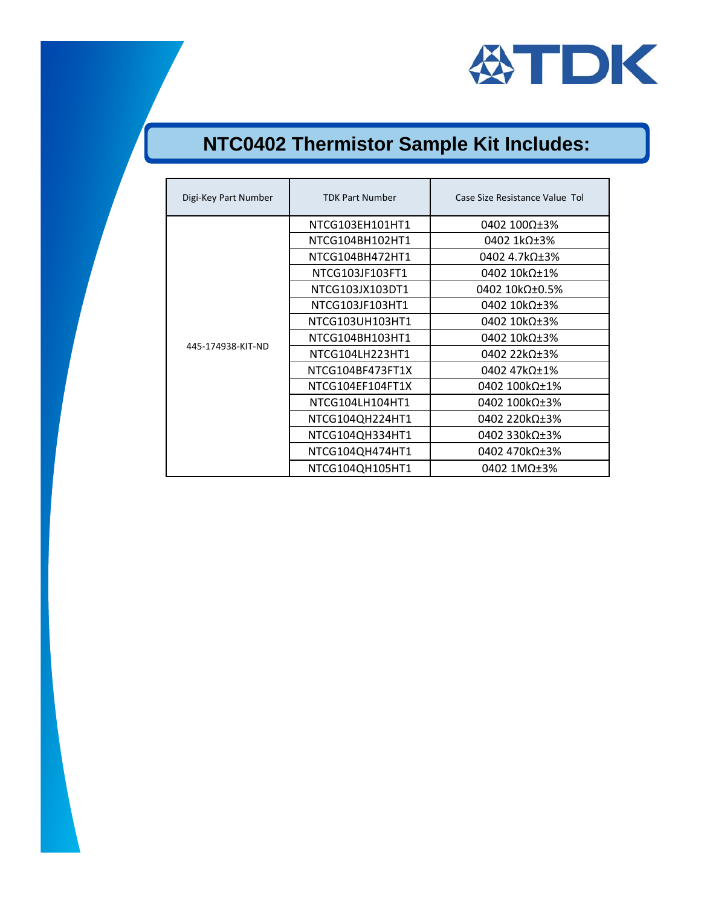# NTC0402 Thermistor Sample Kit Includes:

| Digi-Key Part Number | TDK Part Number | Case Size Resistance Value Tol |
|---|---|---|
| 445-174938-KIT-ND | NTCG103EH101HT1 | 0402 100Ω±3% |
| | NTCG104BH102HT1 | 0402 1kΩ±3% |
| | NTCG104BH472HT1 | 0402 4.7kΩ±3% |
| | NTCG103JF103FT1 | 0402 10kΩ±1% |
| | NTCG103JX103DT1 | 0402 10kΩ±0.5% |
| | NTCG103JF103HT1 | 0402 10kΩ±3% |
| | NTCG103UH103HT1 | 0402 10kΩ±3% |
| | NTCG104BH103HT1 | 0402 10kΩ±3% |
| | NTCG104LH223HT1 | 0402 22kΩ±3% |
| | NTCG104BF473FT1X | 0402 47kΩ±1% |
| | NTCG104EF104FT1X | 0402 100kΩ±1% |
| | NTCG104LH104HT1 | 0402 100kΩ±3% |
| | NTCG104QH224HT1 | 0402 220kΩ±3% |
| | NTCG104QH334HT1 | 0402 330kΩ±3% |
| | NTCG104QH474HT1 | 0402 470kΩ±3% |
| | NTCG104QH105HT1 | 0402 1MΩ±3% |